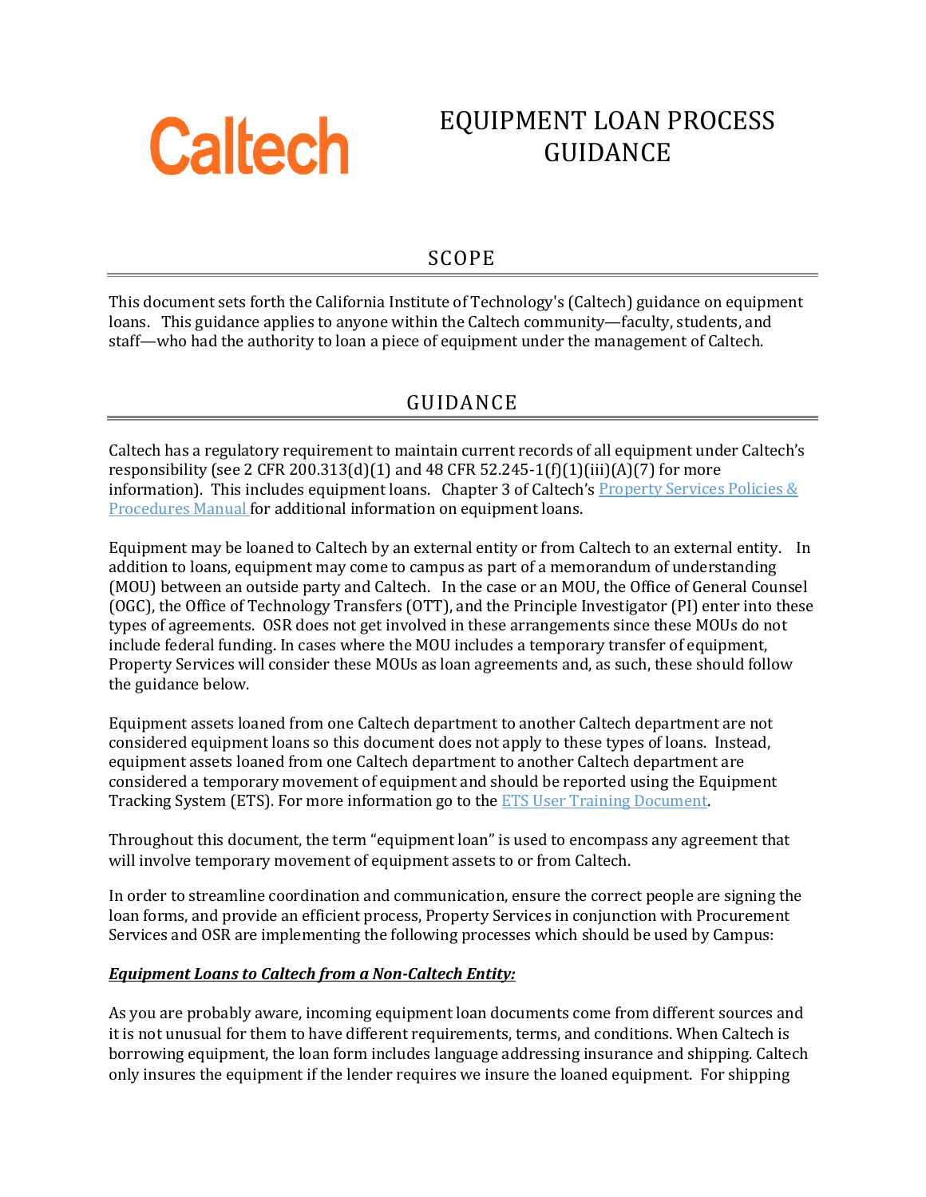Caltech

# EQUIPMENT LOAN PROCESS GUIDANCE

## SCOPE

This document sets forth the California Institute of Technology's (Caltech) guidance on equipment loans. This guidance applies to anyone within the Caltech community—faculty, students, and staff—who had the authority to loan a piece of equipment under the management of Caltech.

## GUIDANCE

Caltech has a regulatory requirement to maintain current records of all equipment under Caltech's responsibility (see 2 CFR 200.313(d)(1) and 48 CFR 52.245-1(f)(1)(iii)(A)(7) for more information). This includes equipment loans. Chapter 3 of Caltech's Property Services Policies & Procedures Manual for additional information on equipment loans.

Equipment may be loaned to Caltech by an external entity or from Caltech to an external entity. In addition to loans, equipment may come to campus as part of a memorandum of understanding (MOU) between an outside party and Caltech. In the case or an MOU, the Office of General Counsel (OGC), the Office of Technology Transfers (OTT), and the Principle Investigator (PI) enter into these types of agreements. OSR does not get involved in these arrangements since these MOUs do not include federal funding. In cases where the MOU includes a temporary transfer of equipment, Property Services will consider these MOUs as loan agreements and, as such, these should follow the guidance below.

Equipment assets loaned from one Caltech department to another Caltech department are not considered equipment loans so this document does not apply to these types of loans. Instead, equipment assets loaned from one Caltech department to another Caltech department are considered a temporary movement of equipment and should be reported using the Equipment Tracking System (ETS). For more information go to the ETS User Training Document.

Throughout this document, the term "equipment loan" is used to encompass any agreement that will involve temporary movement of equipment assets to or from Caltech.

In order to streamline coordination and communication, ensure the correct people are signing the loan forms, and provide an efficient process, Property Services in conjunction with Procurement Services and OSR are implementing the following processes which should be used by Campus:

***Equipment Loans to Caltech from a Non-Caltech Entity:***

As you are probably aware, incoming equipment loan documents come from different sources and it is not unusual for them to have different requirements, terms, and conditions. When Caltech is borrowing equipment, the loan form includes language addressing insurance and shipping. Caltech only insures the equipment if the lender requires we insure the loaned equipment. For shipping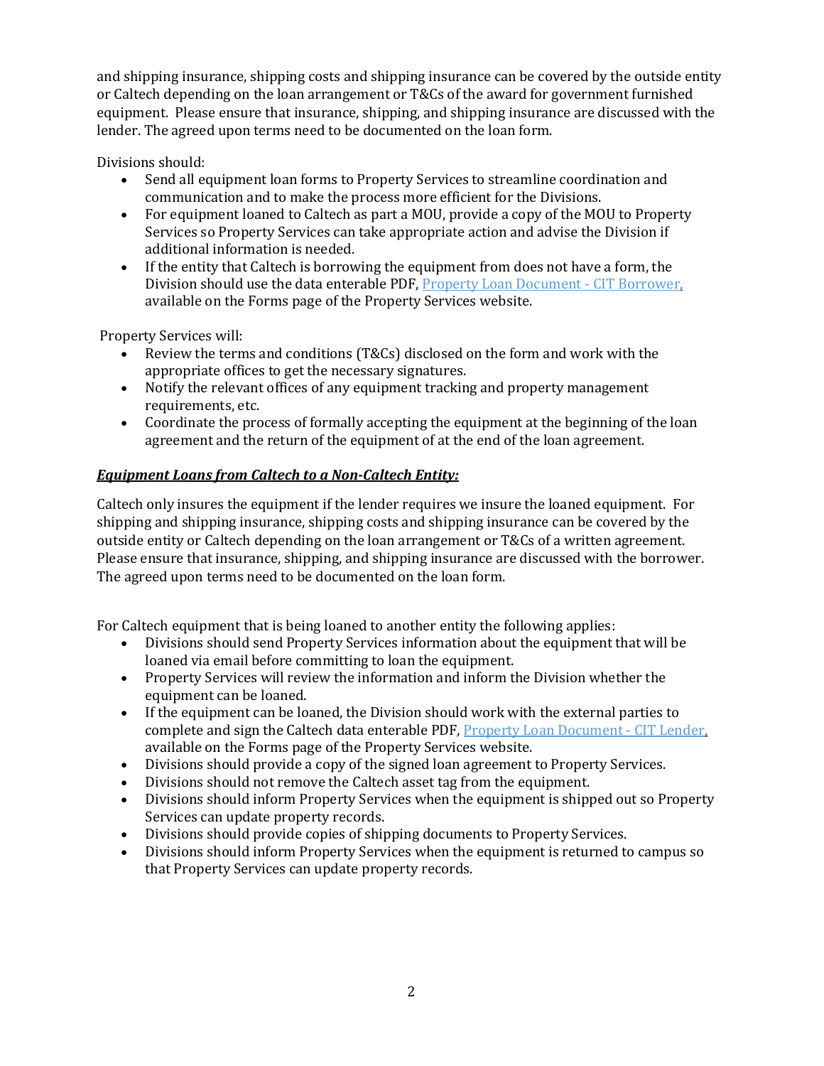and shipping insurance, shipping costs and shipping insurance can be covered by the outside entity or Caltech depending on the loan arrangement or T&Cs of the award for government furnished equipment. Please ensure that insurance, shipping, and shipping insurance are discussed with the lender. The agreed upon terms need to be documented on the loan form.

Divisions should:

- Send all equipment loan forms to Property Services to streamline coordination and communication and to make the process more efficient for the Divisions.
- For equipment loaned to Caltech as part a MOU, provide a copy of the MOU to Property Services so Property Services can take appropriate action and advise the Division if additional information is needed.
- If the entity that Caltech is borrowing the equipment from does not have a form, the Division should use the data enterable PDF, [Property Loan Document - CIT Borrower,]() available on the Forms page of the Property Services website.

Property Services will:

- Review the terms and conditions (T&Cs) disclosed on the form and work with the appropriate offices to get the necessary signatures.
- Notify the relevant offices of any equipment tracking and property management requirements, etc.
- Coordinate the process of formally accepting the equipment at the beginning of the loan agreement and the return of the equipment of at the end of the loan agreement.

***<u>Equipment Loans from Caltech to a Non-Caltech Entity:</u>***

Caltech only insures the equipment if the lender requires we insure the loaned equipment. For shipping and shipping insurance, shipping costs and shipping insurance can be covered by the outside entity or Caltech depending on the loan arrangement or T&Cs of a written agreement. Please ensure that insurance, shipping, and shipping insurance are discussed with the borrower. The agreed upon terms need to be documented on the loan form.

For Caltech equipment that is being loaned to another entity the following applies:

- Divisions should send Property Services information about the equipment that will be loaned via email before committing to loan the equipment.
- Property Services will review the information and inform the Division whether the equipment can be loaned.
- If the equipment can be loaned, the Division should work with the external parties to complete and sign the Caltech data enterable PDF, [Property Loan Document - CIT Lender,]() available on the Forms page of the Property Services website.
- Divisions should provide a copy of the signed loan agreement to Property Services.
- Divisions should not remove the Caltech asset tag from the equipment.
- Divisions should inform Property Services when the equipment is shipped out so Property Services can update property records.
- Divisions should provide copies of shipping documents to Property Services.
- Divisions should inform Property Services when the equipment is returned to campus so that Property Services can update property records.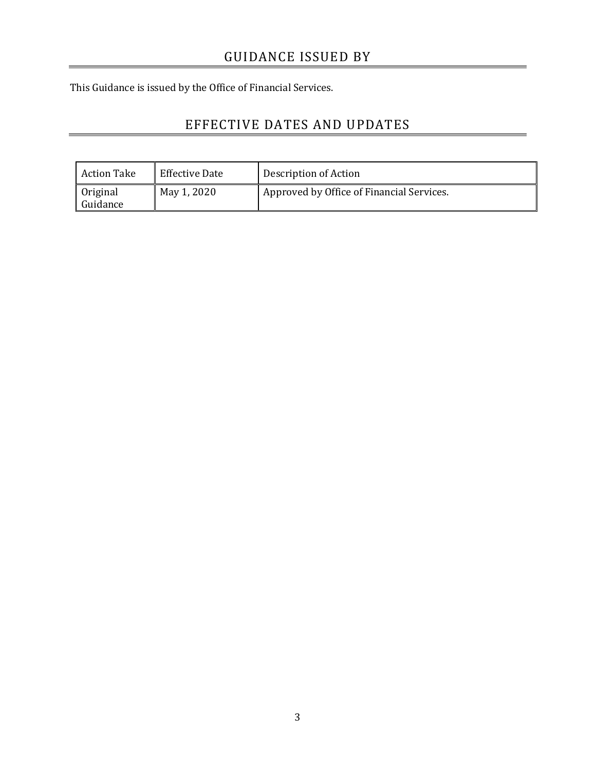## GUIDANCE ISSUED BY

This Guidance is issued by the Office of Financial Services.

## EFFECTIVE DATES AND UPDATES

| Action Take | Effective Date | Description of Action |
|---|---|---|
| Original Guidance | May 1, 2020 | Approved by Office of Financial Services. |